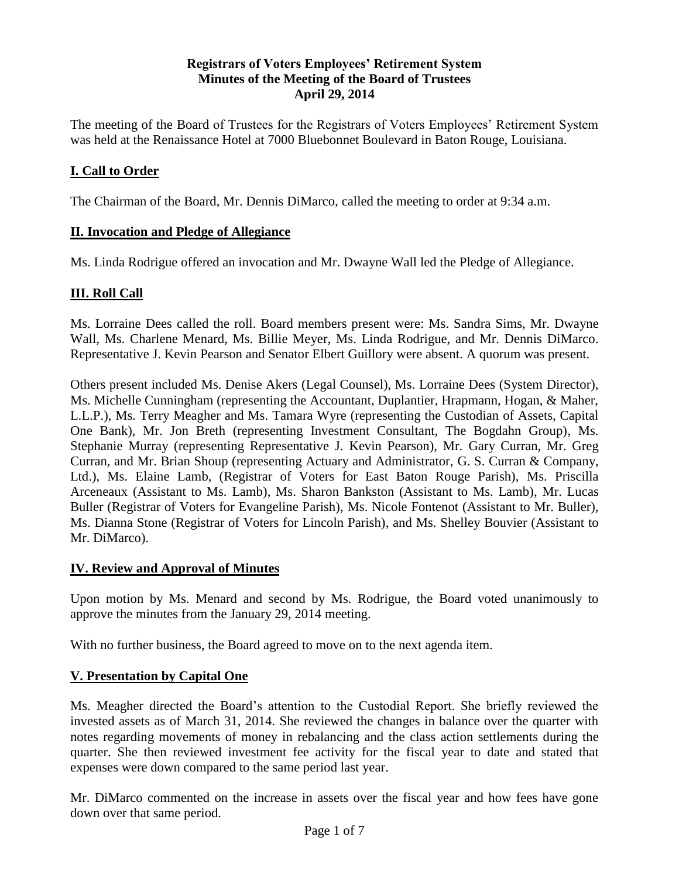**Registrars of Voters Employees' Retirement System**
**Minutes of the Meeting of the Board of Trustees**
**April 29, 2014**

The meeting of the Board of Trustees for the Registrars of Voters Employees' Retirement System was held at the Renaissance Hotel at 7000 Bluebonnet Boulevard in Baton Rouge, Louisiana.

## I. Call to Order

The Chairman of the Board, Mr. Dennis DiMarco, called the meeting to order at 9:34 a.m.

## II. Invocation and Pledge of Allegiance

Ms. Linda Rodrigue offered an invocation and Mr. Dwayne Wall led the Pledge of Allegiance.

## III. Roll Call

Ms. Lorraine Dees called the roll. Board members present were: Ms. Sandra Sims, Mr. Dwayne Wall, Ms. Charlene Menard, Ms. Billie Meyer, Ms. Linda Rodrigue, and Mr. Dennis DiMarco. Representative J. Kevin Pearson and Senator Elbert Guillory were absent. A quorum was present.

Others present included Ms. Denise Akers (Legal Counsel), Ms. Lorraine Dees (System Director), Ms. Michelle Cunningham (representing the Accountant, Duplantier, Hrapmann, Hogan, & Maher, L.L.P.), Ms. Terry Meagher and Ms. Tamara Wyre (representing the Custodian of Assets, Capital One Bank), Mr. Jon Breth (representing Investment Consultant, The Bogdahn Group), Ms. Stephanie Murray (representing Representative J. Kevin Pearson), Mr. Gary Curran, Mr. Greg Curran, and Mr. Brian Shoup (representing Actuary and Administrator, G. S. Curran & Company, Ltd.), Ms. Elaine Lamb, (Registrar of Voters for East Baton Rouge Parish), Ms. Priscilla Arceneaux (Assistant to Ms. Lamb), Ms. Sharon Bankston (Assistant to Ms. Lamb), Mr. Lucas Buller (Registrar of Voters for Evangeline Parish), Ms. Nicole Fontenot (Assistant to Mr. Buller), Ms. Dianna Stone (Registrar of Voters for Lincoln Parish), and Ms. Shelley Bouvier (Assistant to Mr. DiMarco).

## IV. Review and Approval of Minutes

Upon motion by Ms. Menard and second by Ms. Rodrigue, the Board voted unanimously to approve the minutes from the January 29, 2014 meeting.

With no further business, the Board agreed to move on to the next agenda item.

## V. Presentation by Capital One

Ms. Meagher directed the Board's attention to the Custodial Report. She briefly reviewed the invested assets as of March 31, 2014. She reviewed the changes in balance over the quarter with notes regarding movements of money in rebalancing and the class action settlements during the quarter. She then reviewed investment fee activity for the fiscal year to date and stated that expenses were down compared to the same period last year.

Mr. DiMarco commented on the increase in assets over the fiscal year and how fees have gone down over that same period.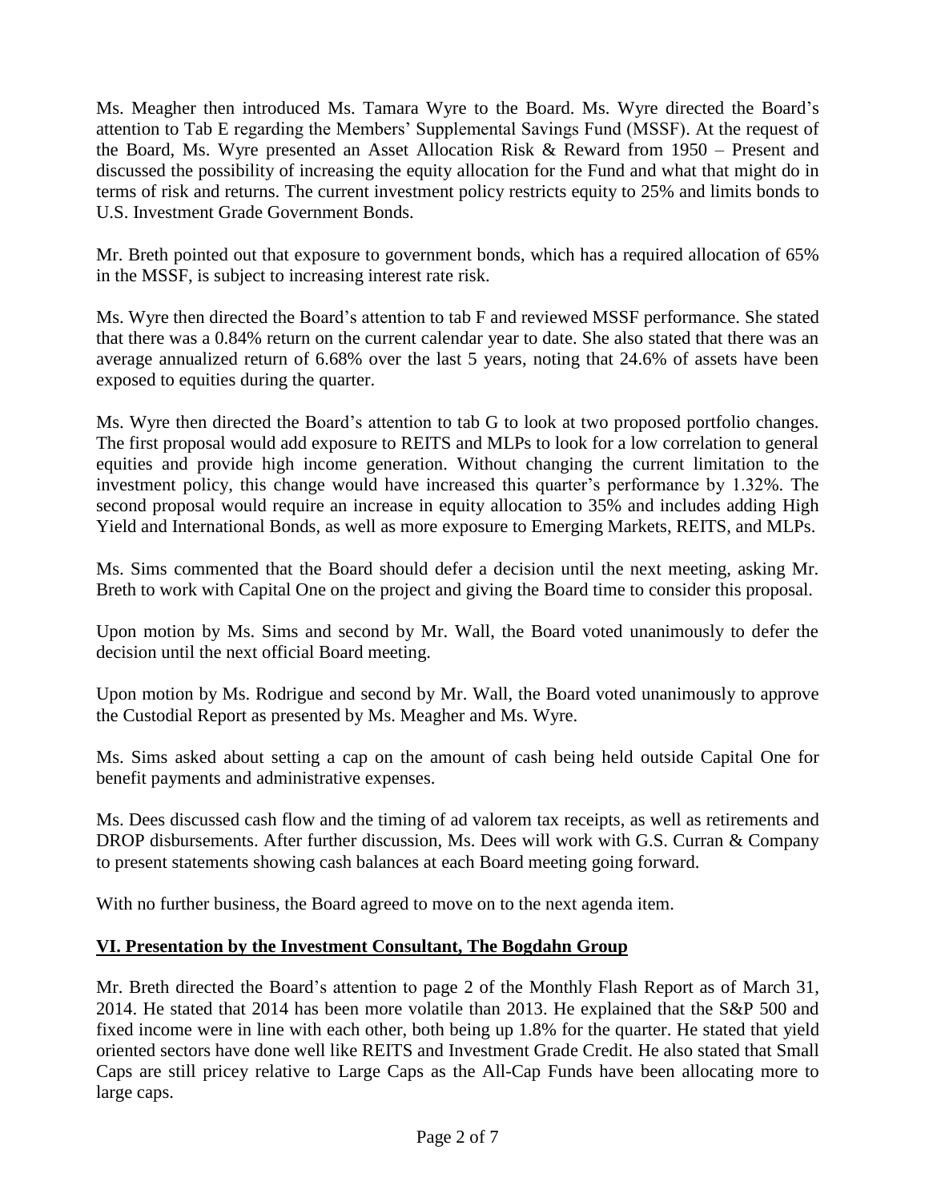Ms. Meagher then introduced Ms. Tamara Wyre to the Board. Ms. Wyre directed the Board's attention to Tab E regarding the Members' Supplemental Savings Fund (MSSF). At the request of the Board, Ms. Wyre presented an Asset Allocation Risk & Reward from 1950 – Present and discussed the possibility of increasing the equity allocation for the Fund and what that might do in terms of risk and returns. The current investment policy restricts equity to 25% and limits bonds to U.S. Investment Grade Government Bonds.

Mr. Breth pointed out that exposure to government bonds, which has a required allocation of 65% in the MSSF, is subject to increasing interest rate risk.

Ms. Wyre then directed the Board's attention to tab F and reviewed MSSF performance. She stated that there was a 0.84% return on the current calendar year to date. She also stated that there was an average annualized return of 6.68% over the last 5 years, noting that 24.6% of assets have been exposed to equities during the quarter.

Ms. Wyre then directed the Board's attention to tab G to look at two proposed portfolio changes. The first proposal would add exposure to REITS and MLPs to look for a low correlation to general equities and provide high income generation. Without changing the current limitation to the investment policy, this change would have increased this quarter's performance by 1.32%. The second proposal would require an increase in equity allocation to 35% and includes adding High Yield and International Bonds, as well as more exposure to Emerging Markets, REITS, and MLPs.

Ms. Sims commented that the Board should defer a decision until the next meeting, asking Mr. Breth to work with Capital One on the project and giving the Board time to consider this proposal.

Upon motion by Ms. Sims and second by Mr. Wall, the Board voted unanimously to defer the decision until the next official Board meeting.

Upon motion by Ms. Rodrigue and second by Mr. Wall, the Board voted unanimously to approve the Custodial Report as presented by Ms. Meagher and Ms. Wyre.

Ms. Sims asked about setting a cap on the amount of cash being held outside Capital One for benefit payments and administrative expenses.

Ms. Dees discussed cash flow and the timing of ad valorem tax receipts, as well as retirements and DROP disbursements. After further discussion, Ms. Dees will work with G.S. Curran & Company to present statements showing cash balances at each Board meeting going forward.

With no further business, the Board agreed to move on to the next agenda item.

## VI. Presentation by the Investment Consultant, The Bogdahn Group

Mr. Breth directed the Board's attention to page 2 of the Monthly Flash Report as of March 31, 2014. He stated that 2014 has been more volatile than 2013. He explained that the S&P 500 and fixed income were in line with each other, both being up 1.8% for the quarter. He stated that yield oriented sectors have done well like REITS and Investment Grade Credit. He also stated that Small Caps are still pricey relative to Large Caps as the All-Cap Funds have been allocating more to large caps.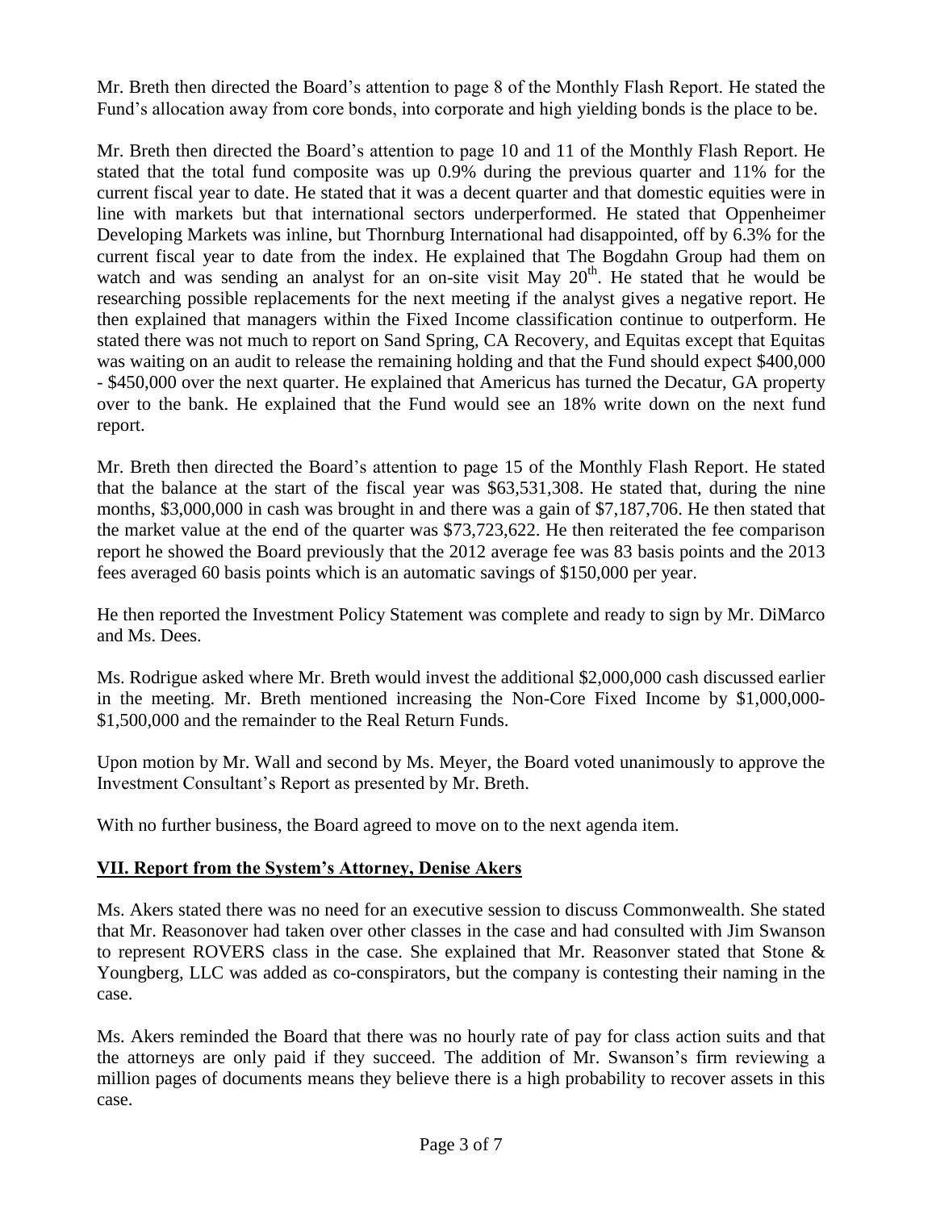Mr. Breth then directed the Board's attention to page 8 of the Monthly Flash Report. He stated the Fund's allocation away from core bonds, into corporate and high yielding bonds is the place to be.

Mr. Breth then directed the Board's attention to page 10 and 11 of the Monthly Flash Report. He stated that the total fund composite was up 0.9% during the previous quarter and 11% for the current fiscal year to date. He stated that it was a decent quarter and that domestic equities were in line with markets but that international sectors underperformed. He stated that Oppenheimer Developing Markets was inline, but Thornburg International had disappointed, off by 6.3% for the current fiscal year to date from the index. He explained that The Bogdahn Group had them on watch and was sending an analyst for an on-site visit May 20th. He stated that he would be researching possible replacements for the next meeting if the analyst gives a negative report. He then explained that managers within the Fixed Income classification continue to outperform. He stated there was not much to report on Sand Spring, CA Recovery, and Equitas except that Equitas was waiting on an audit to release the remaining holding and that the Fund should expect $400,000 - $450,000 over the next quarter. He explained that Americus has turned the Decatur, GA property over to the bank. He explained that the Fund would see an 18% write down on the next fund report.

Mr. Breth then directed the Board's attention to page 15 of the Monthly Flash Report. He stated that the balance at the start of the fiscal year was $63,531,308. He stated that, during the nine months, $3,000,000 in cash was brought in and there was a gain of $7,187,706. He then stated that the market value at the end of the quarter was $73,723,622. He then reiterated the fee comparison report he showed the Board previously that the 2012 average fee was 83 basis points and the 2013 fees averaged 60 basis points which is an automatic savings of $150,000 per year.

He then reported the Investment Policy Statement was complete and ready to sign by Mr. DiMarco and Ms. Dees.

Ms. Rodrigue asked where Mr. Breth would invest the additional $2,000,000 cash discussed earlier in the meeting. Mr. Breth mentioned increasing the Non-Core Fixed Income by $1,000,000-$1,500,000 and the remainder to the Real Return Funds.

Upon motion by Mr. Wall and second by Ms. Meyer, the Board voted unanimously to approve the Investment Consultant's Report as presented by Mr. Breth.

With no further business, the Board agreed to move on to the next agenda item.

## VII. Report from the System's Attorney, Denise Akers

Ms. Akers stated there was no need for an executive session to discuss Commonwealth. She stated that Mr. Reasonover had taken over other classes in the case and had consulted with Jim Swanson to represent ROVERS class in the case. She explained that Mr. Reasonver stated that Stone & Youngberg, LLC was added as co-conspirators, but the company is contesting their naming in the case.

Ms. Akers reminded the Board that there was no hourly rate of pay for class action suits and that the attorneys are only paid if they succeed. The addition of Mr. Swanson's firm reviewing a million pages of documents means they believe there is a high probability to recover assets in this case.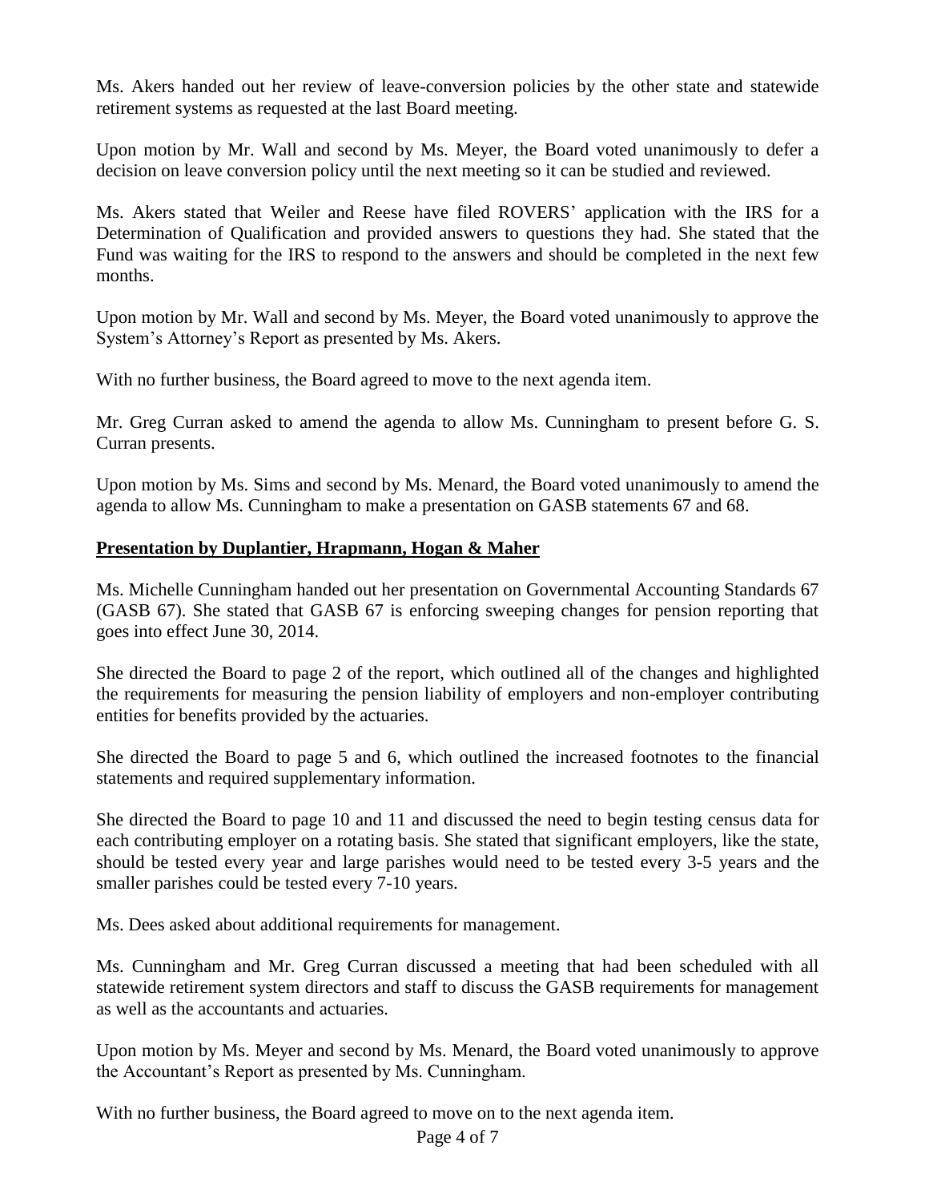Ms. Akers handed out her review of leave-conversion policies by the other state and statewide retirement systems as requested at the last Board meeting.

Upon motion by Mr. Wall and second by Ms. Meyer, the Board voted unanimously to defer a decision on leave conversion policy until the next meeting so it can be studied and reviewed.

Ms. Akers stated that Weiler and Reese have filed ROVERS' application with the IRS for a Determination of Qualification and provided answers to questions they had. She stated that the Fund was waiting for the IRS to respond to the answers and should be completed in the next few months.

Upon motion by Mr. Wall and second by Ms. Meyer, the Board voted unanimously to approve the System's Attorney's Report as presented by Ms. Akers.

With no further business, the Board agreed to move to the next agenda item.

Mr. Greg Curran asked to amend the agenda to allow Ms. Cunningham to present before G. S. Curran presents.

Upon motion by Ms. Sims and second by Ms. Menard, the Board voted unanimously to amend the agenda to allow Ms. Cunningham to make a presentation on GASB statements 67 and 68.

**Presentation by Duplantier, Hrapmann, Hogan & Maher**

Ms. Michelle Cunningham handed out her presentation on Governmental Accounting Standards 67 (GASB 67). She stated that GASB 67 is enforcing sweeping changes for pension reporting that goes into effect June 30, 2014.

She directed the Board to page 2 of the report, which outlined all of the changes and highlighted the requirements for measuring the pension liability of employers and non-employer contributing entities for benefits provided by the actuaries.

She directed the Board to page 5 and 6, which outlined the increased footnotes to the financial statements and required supplementary information.

She directed the Board to page 10 and 11 and discussed the need to begin testing census data for each contributing employer on a rotating basis. She stated that significant employers, like the state, should be tested every year and large parishes would need to be tested every 3-5 years and the smaller parishes could be tested every 7-10 years.

Ms. Dees asked about additional requirements for management.

Ms. Cunningham and Mr. Greg Curran discussed a meeting that had been scheduled with all statewide retirement system directors and staff to discuss the GASB requirements for management as well as the accountants and actuaries.

Upon motion by Ms. Meyer and second by Ms. Menard, the Board voted unanimously to approve the Accountant's Report as presented by Ms. Cunningham.

With no further business, the Board agreed to move on to the next agenda item.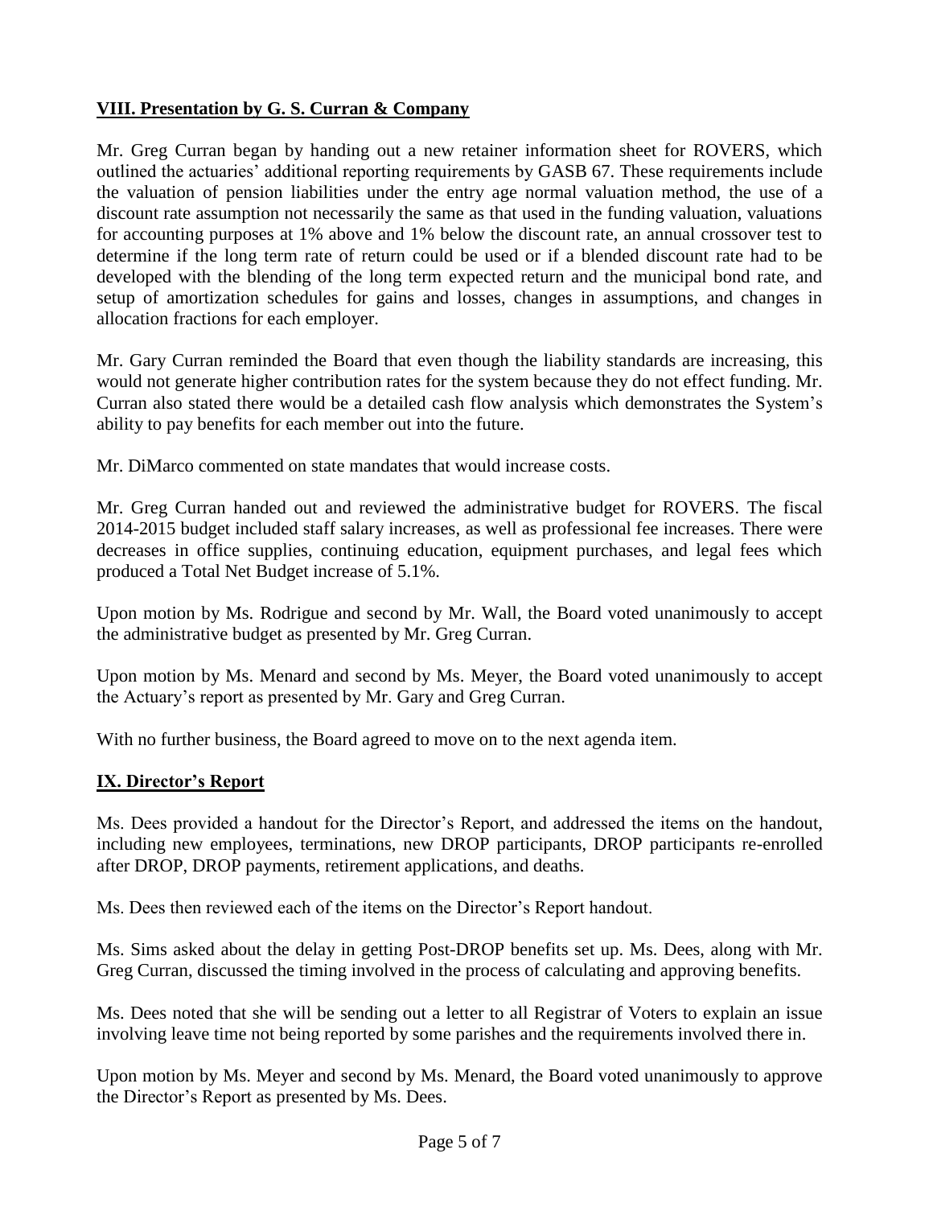## VIII. Presentation by G. S. Curran & Company

Mr. Greg Curran began by handing out a new retainer information sheet for ROVERS, which outlined the actuaries' additional reporting requirements by GASB 67. These requirements include the valuation of pension liabilities under the entry age normal valuation method, the use of a discount rate assumption not necessarily the same as that used in the funding valuation, valuations for accounting purposes at 1% above and 1% below the discount rate, an annual crossover test to determine if the long term rate of return could be used or if a blended discount rate had to be developed with the blending of the long term expected return and the municipal bond rate, and setup of amortization schedules for gains and losses, changes in assumptions, and changes in allocation fractions for each employer.

Mr. Gary Curran reminded the Board that even though the liability standards are increasing, this would not generate higher contribution rates for the system because they do not effect funding. Mr. Curran also stated there would be a detailed cash flow analysis which demonstrates the System's ability to pay benefits for each member out into the future.

Mr. DiMarco commented on state mandates that would increase costs.

Mr. Greg Curran handed out and reviewed the administrative budget for ROVERS. The fiscal 2014-2015 budget included staff salary increases, as well as professional fee increases. There were decreases in office supplies, continuing education, equipment purchases, and legal fees which produced a Total Net Budget increase of 5.1%.

Upon motion by Ms. Rodrigue and second by Mr. Wall, the Board voted unanimously to accept the administrative budget as presented by Mr. Greg Curran.

Upon motion by Ms. Menard and second by Ms. Meyer, the Board voted unanimously to accept the Actuary's report as presented by Mr. Gary and Greg Curran.

With no further business, the Board agreed to move on to the next agenda item.

## IX. Director's Report

Ms. Dees provided a handout for the Director's Report, and addressed the items on the handout, including new employees, terminations, new DROP participants, DROP participants re-enrolled after DROP, DROP payments, retirement applications, and deaths.

Ms. Dees then reviewed each of the items on the Director's Report handout.

Ms. Sims asked about the delay in getting Post-DROP benefits set up. Ms. Dees, along with Mr. Greg Curran, discussed the timing involved in the process of calculating and approving benefits.

Ms. Dees noted that she will be sending out a letter to all Registrar of Voters to explain an issue involving leave time not being reported by some parishes and the requirements involved there in.

Upon motion by Ms. Meyer and second by Ms. Menard, the Board voted unanimously to approve the Director's Report as presented by Ms. Dees.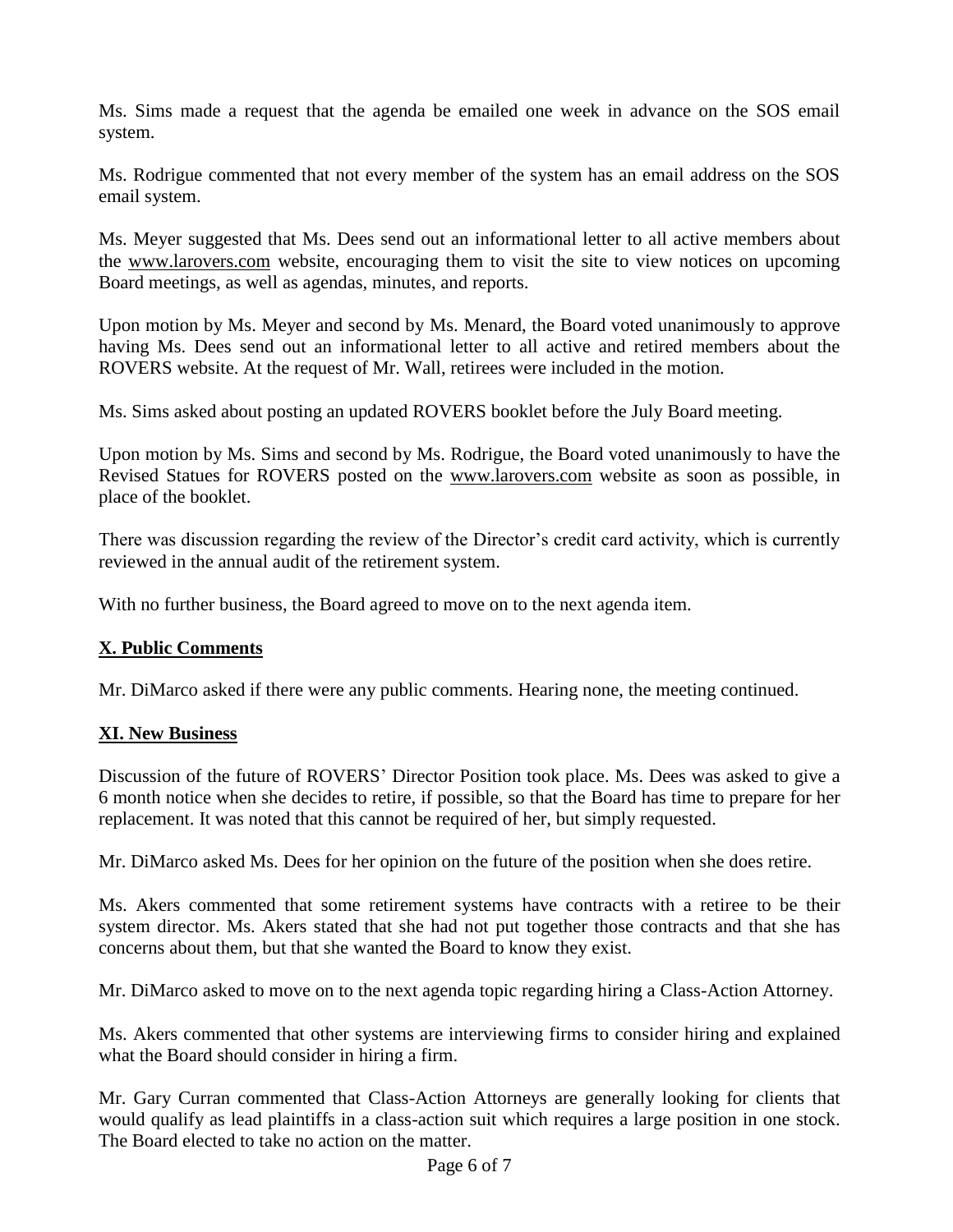Ms. Sims made a request that the agenda be emailed one week in advance on the SOS email system.

Ms. Rodrigue commented that not every member of the system has an email address on the SOS email system.

Ms. Meyer suggested that Ms. Dees send out an informational letter to all active members about the www.larovers.com website, encouraging them to visit the site to view notices on upcoming Board meetings, as well as agendas, minutes, and reports.

Upon motion by Ms. Meyer and second by Ms. Menard, the Board voted unanimously to approve having Ms. Dees send out an informational letter to all active and retired members about the ROVERS website. At the request of Mr. Wall, retirees were included in the motion.

Ms. Sims asked about posting an updated ROVERS booklet before the July Board meeting.

Upon motion by Ms. Sims and second by Ms. Rodrigue, the Board voted unanimously to have the Revised Statues for ROVERS posted on the www.larovers.com website as soon as possible, in place of the booklet.

There was discussion regarding the review of the Director's credit card activity, which is currently reviewed in the annual audit of the retirement system.

With no further business, the Board agreed to move on to the next agenda item.

## X. Public Comments

Mr. DiMarco asked if there were any public comments. Hearing none, the meeting continued.

## XI. New Business

Discussion of the future of ROVERS' Director Position took place. Ms. Dees was asked to give a 6 month notice when she decides to retire, if possible, so that the Board has time to prepare for her replacement. It was noted that this cannot be required of her, but simply requested.

Mr. DiMarco asked Ms. Dees for her opinion on the future of the position when she does retire.

Ms. Akers commented that some retirement systems have contracts with a retiree to be their system director. Ms. Akers stated that she had not put together those contracts and that she has concerns about them, but that she wanted the Board to know they exist.

Mr. DiMarco asked to move on to the next agenda topic regarding hiring a Class-Action Attorney.

Ms. Akers commented that other systems are interviewing firms to consider hiring and explained what the Board should consider in hiring a firm.

Mr. Gary Curran commented that Class-Action Attorneys are generally looking for clients that would qualify as lead plaintiffs in a class-action suit which requires a large position in one stock. The Board elected to take no action on the matter.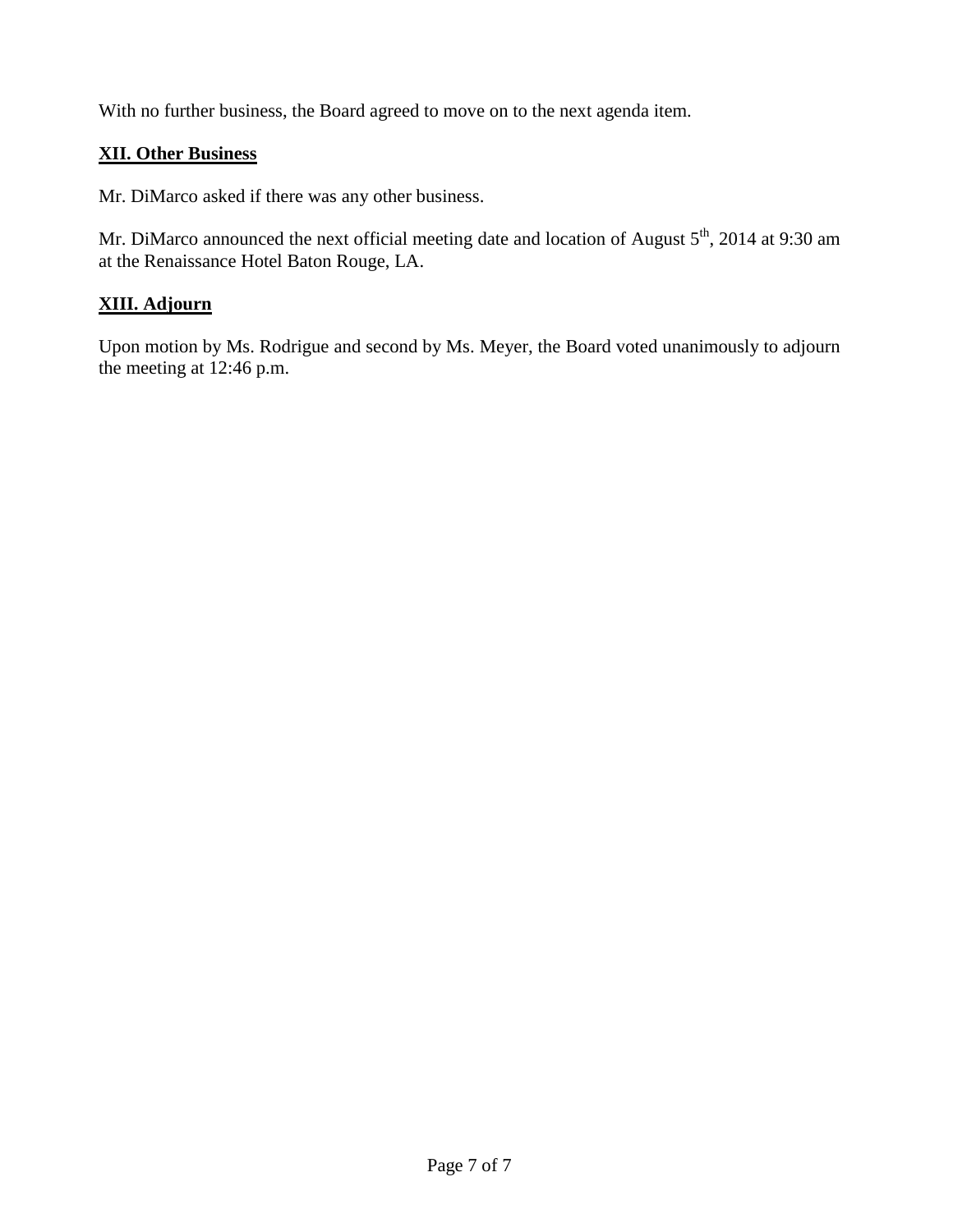With no further business, the Board agreed to move on to the next agenda item.

## XII. Other Business

Mr. DiMarco asked if there was any other business.

Mr. DiMarco announced the next official meeting date and location of August 5th, 2014 at 9:30 am at the Renaissance Hotel Baton Rouge, LA.

## XIII. Adjourn

Upon motion by Ms. Rodrigue and second by Ms. Meyer, the Board voted unanimously to adjourn the meeting at 12:46 p.m.